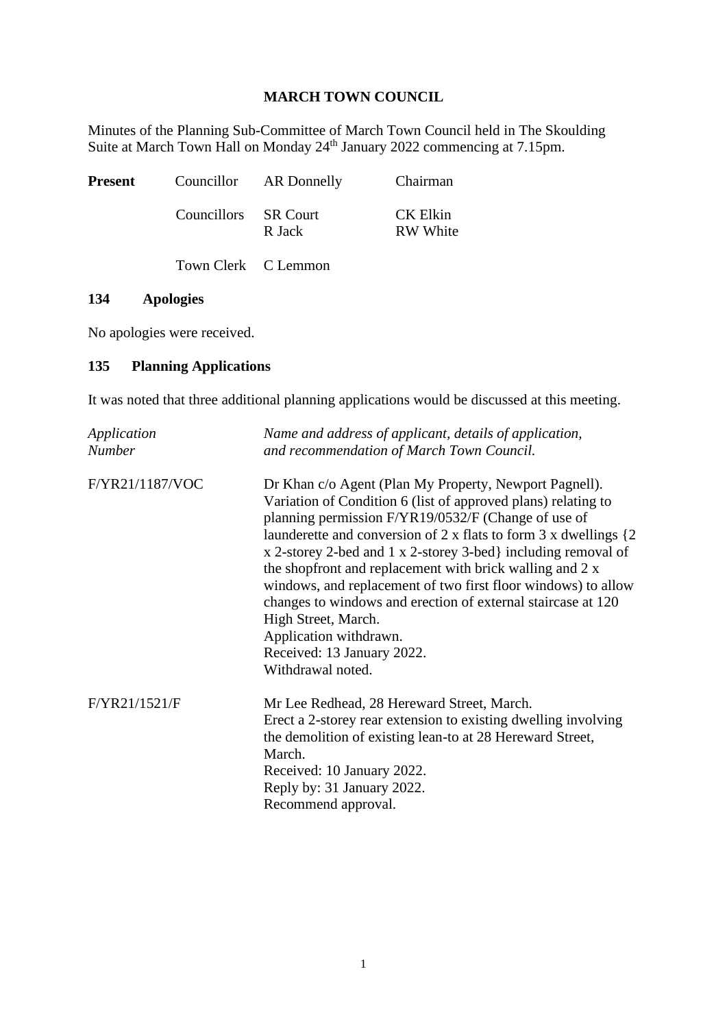# MARCH TOWN COUNCIL

Minutes of the Planning Sub-Committee of March Town Council held in The Skoulding Suite at March Town Hall on Monday 24th January 2022 commencing at 7.15pm.

| **Present** | Councillor | AR Donnelly | Chairman |
|---|---|---|---|
| | Councillors | SR Court<br>R Jack | CK Elkin<br>RW White |
| | Town Clerk | C Lemmon | |

## 134 Apologies

No apologies were received.

## 135 Planning Applications

It was noted that three additional planning applications would be discussed at this meeting.

| *Application Number* | *Name and address of applicant, details of application, and recommendation of March Town Council.* |
|---|---|
| F/YR21/1187/VOC | Dr Khan c/o Agent (Plan My Property, Newport Pagnell).<br>Variation of Condition 6 (list of approved plans) relating to planning permission F/YR19/0532/F (Change of use of launderette and conversion of 2 x flats to form 3 x dwellings {2 x 2-storey 2-bed and 1 x 2-storey 3-bed} including removal of the shopfront and replacement with brick walling and 2 x windows, and replacement of two first floor windows) to allow changes to windows and erection of external staircase at 120 High Street, March.<br>Application withdrawn.<br>Received: 13 January 2022.<br>Withdrawal noted. |
| F/YR21/1521/F | Mr Lee Redhead, 28 Hereward Street, March.<br>Erect a 2-storey rear extension to existing dwelling involving the demolition of existing lean-to at 28 Hereward Street, March.<br>Received: 10 January 2022.<br>Reply by: 31 January 2022.<br>Recommend approval. |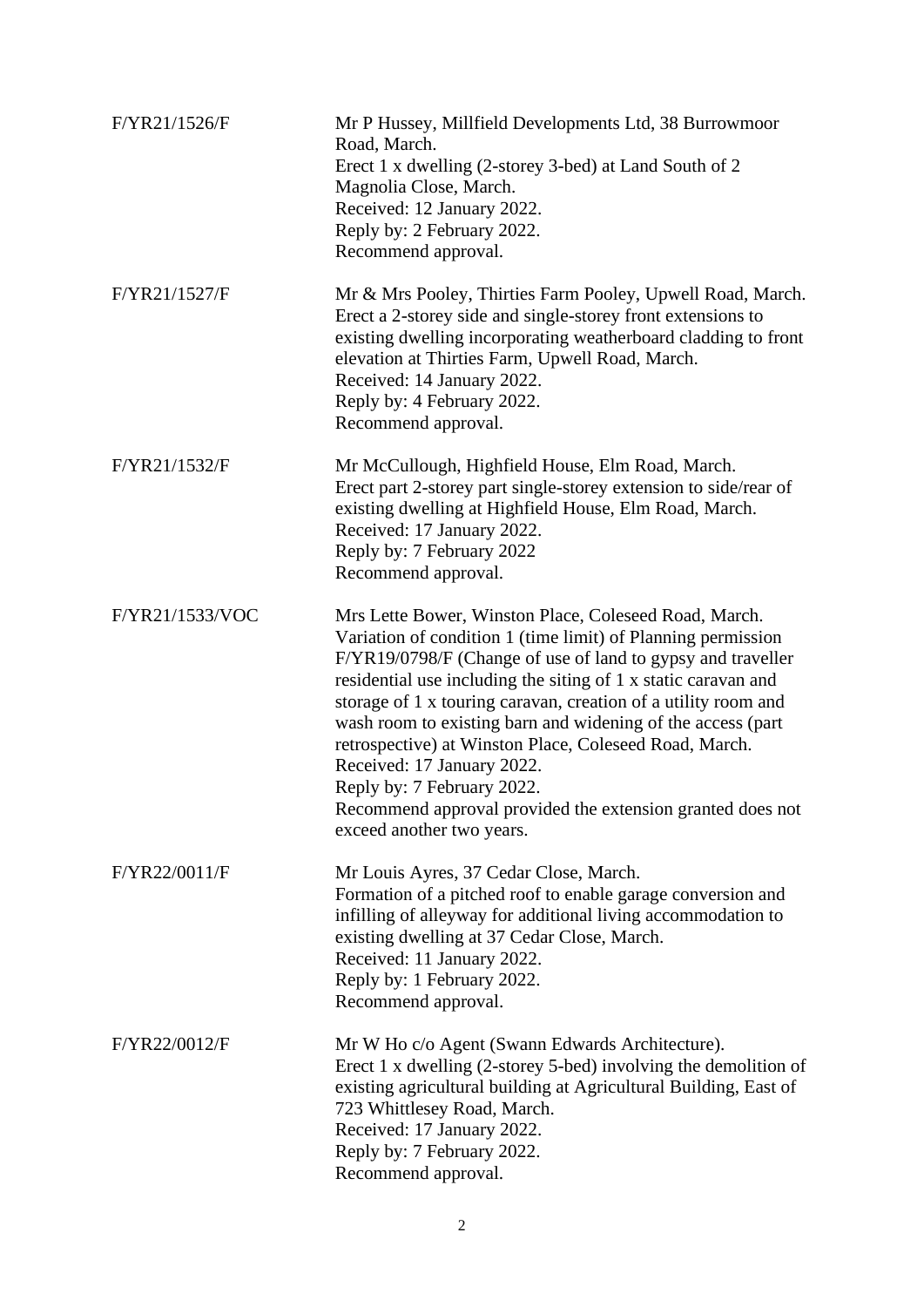| | |
|---|---|
| F/YR21/1526/F | Mr P Hussey, Millfield Developments Ltd, 38 Burrowmoor Road, March.<br>Erect 1 x dwelling (2-storey 3-bed) at Land South of 2 Magnolia Close, March.<br>Received: 12 January 2022.<br>Reply by: 2 February 2022.<br>Recommend approval. |
| F/YR21/1527/F | Mr & Mrs Pooley, Thirties Farm Pooley, Upwell Road, March.<br>Erect a 2-storey side and single-storey front extensions to existing dwelling incorporating weatherboard cladding to front elevation at Thirties Farm, Upwell Road, March.<br>Received: 14 January 2022.<br>Reply by: 4 February 2022.<br>Recommend approval. |
| F/YR21/1532/F | Mr McCullough, Highfield House, Elm Road, March.<br>Erect part 2-storey part single-storey extension to side/rear of existing dwelling at Highfield House, Elm Road, March.<br>Received: 17 January 2022.<br>Reply by: 7 February 2022<br>Recommend approval. |
| F/YR21/1533/VOC | Mrs Lette Bower, Winston Place, Coleseed Road, March.<br>Variation of condition 1 (time limit) of Planning permission F/YR19/0798/F (Change of use of land to gypsy and traveller residential use including the siting of 1 x static caravan and storage of 1 x touring caravan, creation of a utility room and wash room to existing barn and widening of the access (part retrospective) at Winston Place, Coleseed Road, March.<br>Received: 17 January 2022.<br>Reply by: 7 February 2022.<br>Recommend approval provided the extension granted does not exceed another two years. |
| F/YR22/0011/F | Mr Louis Ayres, 37 Cedar Close, March.<br>Formation of a pitched roof to enable garage conversion and infilling of alleyway for additional living accommodation to existing dwelling at 37 Cedar Close, March.<br>Received: 11 January 2022.<br>Reply by: 1 February 2022.<br>Recommend approval. |
| F/YR22/0012/F | Mr W Ho c/o Agent (Swann Edwards Architecture).<br>Erect 1 x dwelling (2-storey 5-bed) involving the demolition of existing agricultural building at Agricultural Building, East of 723 Whittlesey Road, March.<br>Received: 17 January 2022.<br>Reply by: 7 February 2022.<br>Recommend approval. |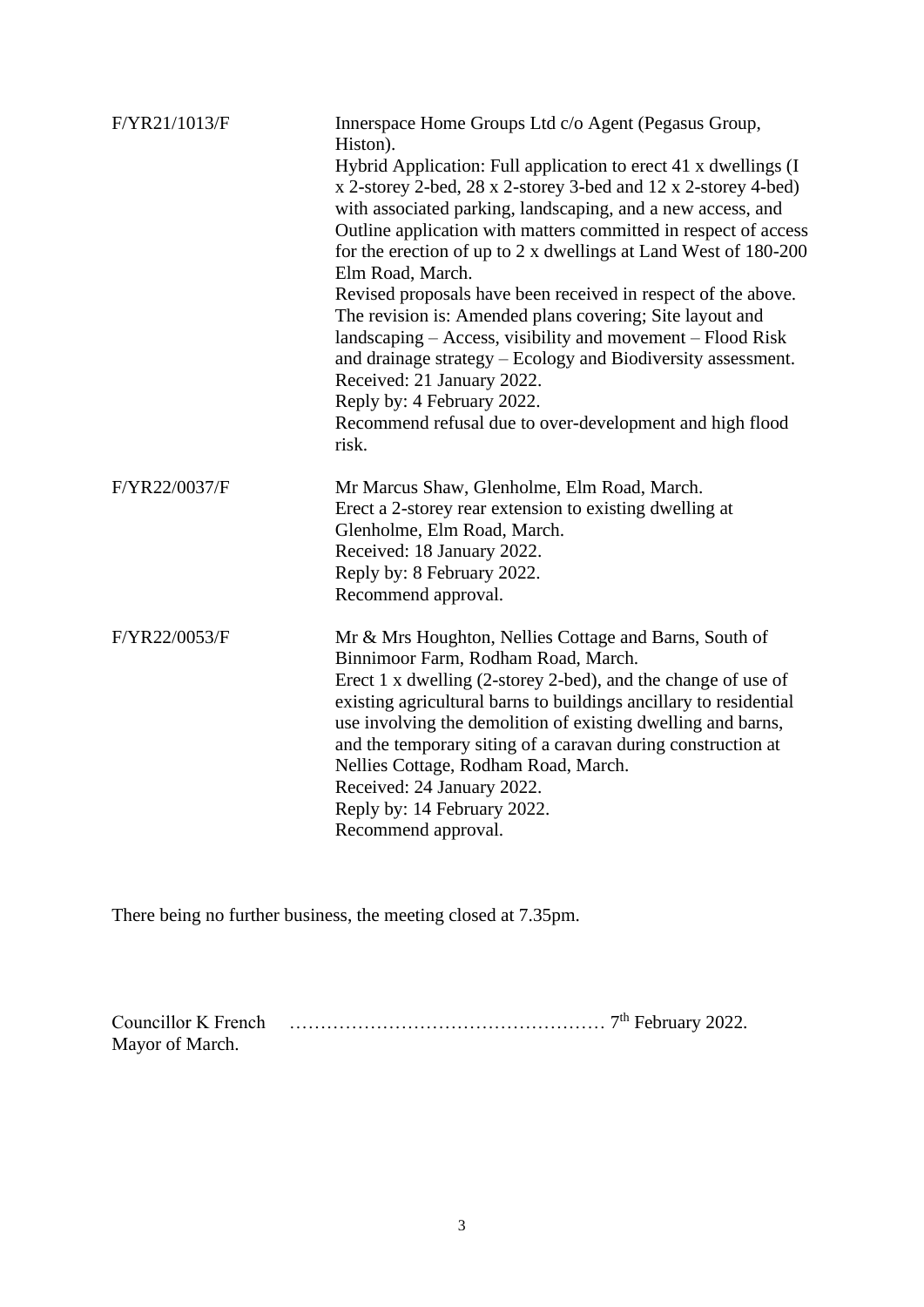| | |
|---|---|
| F/YR21/1013/F | Innerspace Home Groups Ltd c/o Agent (Pegasus Group, Histon).<br>Hybrid Application: Full application to erect 41 x dwellings (I x 2-storey 2-bed, 28 x 2-storey 3-bed and 12 x 2-storey 4-bed) with associated parking, landscaping, and a new access, and Outline application with matters committed in respect of access for the erection of up to 2 x dwellings at Land West of 180-200 Elm Road, March.<br>Revised proposals have been received in respect of the above. The revision is: Amended plans covering; Site layout and landscaping – Access, visibility and movement – Flood Risk and drainage strategy – Ecology and Biodiversity assessment.<br>Received: 21 January 2022.<br>Reply by: 4 February 2022.<br>Recommend refusal due to over-development and high flood risk. |
| F/YR22/0037/F | Mr Marcus Shaw, Glenholme, Elm Road, March.<br>Erect a 2-storey rear extension to existing dwelling at Glenholme, Elm Road, March.<br>Received: 18 January 2022.<br>Reply by: 8 February 2022.<br>Recommend approval. |
| F/YR22/0053/F | Mr & Mrs Houghton, Nellies Cottage and Barns, South of Binnimoor Farm, Rodham Road, March.<br>Erect 1 x dwelling (2-storey 2-bed), and the change of use of existing agricultural barns to buildings ancillary to residential use involving the demolition of existing dwelling and barns, and the temporary siting of a caravan during construction at Nellies Cottage, Rodham Road, March.<br>Received: 24 January 2022.<br>Reply by: 14 February 2022.<br>Recommend approval. |

There being no further business, the meeting closed at 7.35pm.

Councillor K French …………………………………………… 7th February 2022.
Mayor of March.